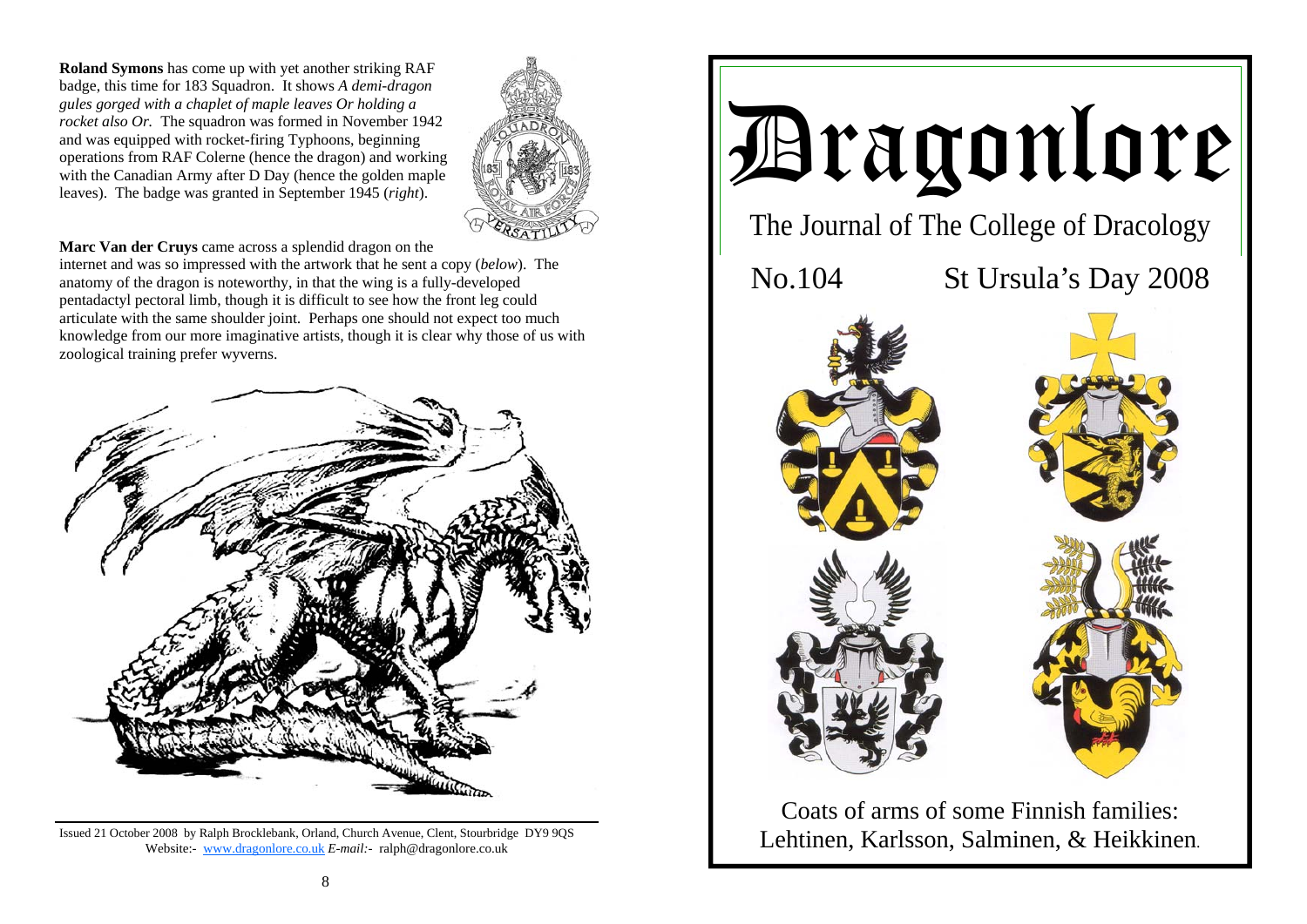**Roland Symons** has come up with yet another striking RAF badge, this time for 183 Squadron. It shows *A demi-dragon gules gorged with a chaplet of maple leaves Or holding a rocket also Or.* The squadron was formed in November 1942 and was equipped with rocket-firing Typhoons, beginning operations from RAF Colerne (hence the dragon) and working with the Canadian Army after D Day (hence the golden maple leaves). The badge was granted in September 1945 (*right*).

**Marc Van der Cruys** came across a splendid dragon on the internet and was so impressed with the artwork that he sent a copy (*below*). The anatomy of the dragon is noteworthy, in that the wing is a fully-developed pentadactyl pectoral limb, though it is difficult to see how the front leg could articulate with the same shoulder joint. Perhaps one should not expect too much knowledge from our more imaginative artists, though it is clear why those of us with zoological training prefer wyverns.

Issued 21 October 2008 by Ralph Brocklebank, Orland, Church Avenue, Clent, Stourbridge DY9 9QS
Website:- www.dragonlore.co.uk *E-mail:-* ralph@dragonlore.co.uk

# Dragonlore

## The Journal of The College of Dracology

No.104 St Ursula's Day 2008

Coats of arms of some Finnish families:
Lehtinen, Karlsson, Salminen, & Heikkinen.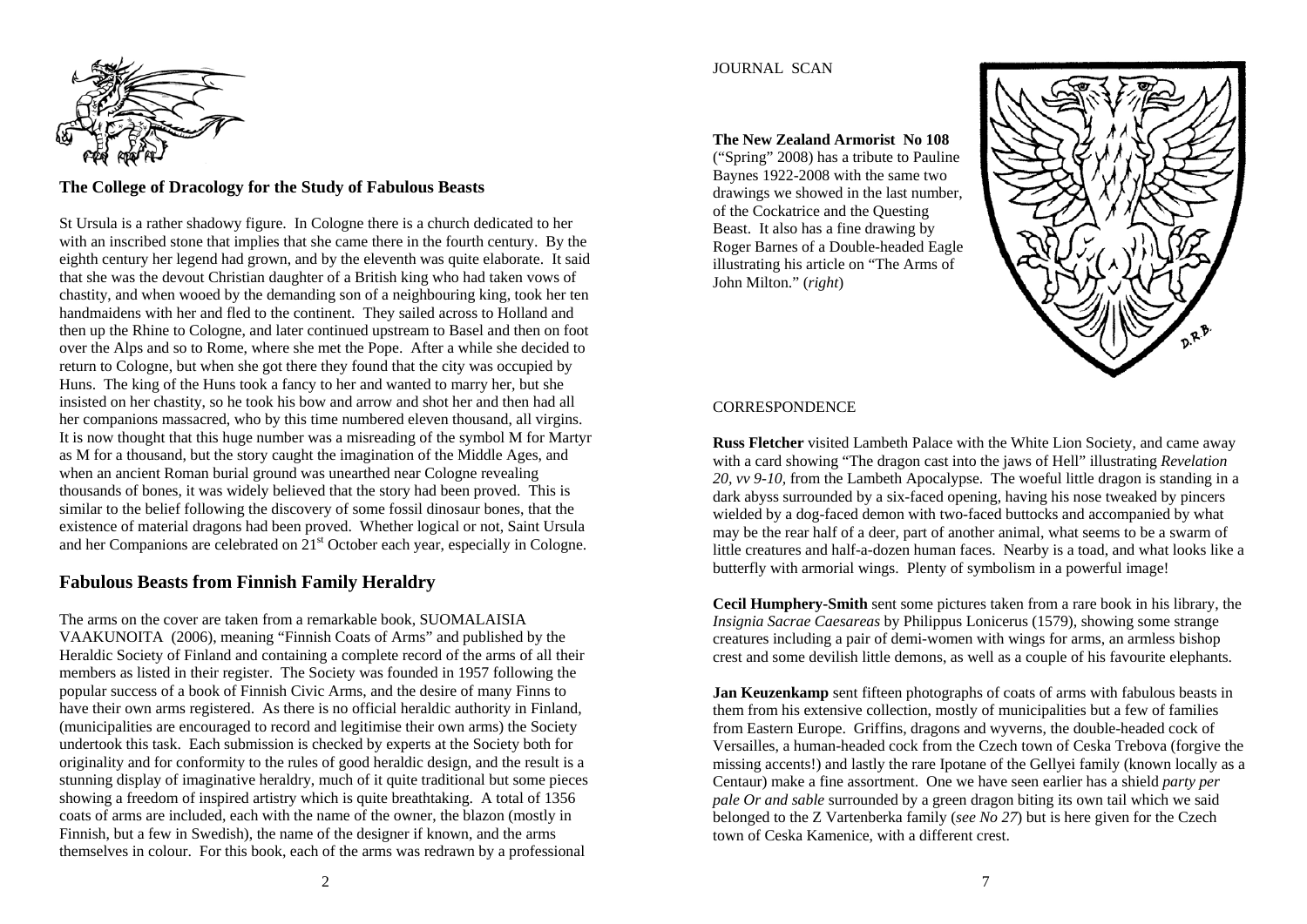## The College of Dracology for the Study of Fabulous Beasts

St Ursula is a rather shadowy figure. In Cologne there is a church dedicated to her with an inscribed stone that implies that she came there in the fourth century. By the eighth century her legend had grown, and by the eleventh was quite elaborate. It said that she was the devout Christian daughter of a British king who had taken vows of chastity, and when wooed by the demanding son of a neighbouring king, took her ten handmaidens with her and fled to the continent. They sailed across to Holland and then up the Rhine to Cologne, and later continued upstream to Basel and then on foot over the Alps and so to Rome, where she met the Pope. After a while she decided to return to Cologne, but when she got there they found that the city was occupied by Huns. The king of the Huns took a fancy to her and wanted to marry her, but she insisted on her chastity, so he took his bow and arrow and shot her and then had all her companions massacred, who by this time numbered eleven thousand, all virgins. It is now thought that this huge number was a misreading of the symbol M for Martyr as M for a thousand, but the story caught the imagination of the Middle Ages, and when an ancient Roman burial ground was unearthed near Cologne revealing thousands of bones, it was widely believed that the story had been proved. This is similar to the belief following the discovery of some fossil dinosaur bones, that the existence of material dragons had been proved. Whether logical or not, Saint Ursula and her Companions are celebrated on 21st October each year, especially in Cologne.

## Fabulous Beasts from Finnish Family Heraldry

The arms on the cover are taken from a remarkable book, SUOMALAISIA VAAKUNOITA (2006), meaning "Finnish Coats of Arms" and published by the Heraldic Society of Finland and containing a complete record of the arms of all their members as listed in their register. The Society was founded in 1957 following the popular success of a book of Finnish Civic Arms, and the desire of many Finns to have their own arms registered. As there is no official heraldic authority in Finland, (municipalities are encouraged to record and legitimise their own arms) the Society undertook this task. Each submission is checked by experts at the Society both for originality and for conformity to the rules of good heraldic design, and the result is a stunning display of imaginative heraldry, much of it quite traditional but some pieces showing a freedom of inspired artistry which is quite breathtaking. A total of 1356 coats of arms are included, each with the name of the owner, the blazon (mostly in Finnish, but a few in Swedish), the name of the designer if known, and the arms themselves in colour. For this book, each of the arms was redrawn by a professional

JOURNAL SCAN

**The New Zealand Armorist No 108** ("Spring" 2008) has a tribute to Pauline Baynes 1922-2008 with the same two drawings we showed in the last number, of the Cockatrice and the Questing Beast. It also has a fine drawing by Roger Barnes of a Double-headed Eagle illustrating his article on "The Arms of John Milton." (*right*)

CORRESPONDENCE

**Russ Fletcher** visited Lambeth Palace with the White Lion Society, and came away with a card showing "The dragon cast into the jaws of Hell" illustrating *Revelation 20, vv 9-10,* from the Lambeth Apocalypse. The woeful little dragon is standing in a dark abyss surrounded by a six-faced opening, having his nose tweaked by pincers wielded by a dog-faced demon with two-faced buttocks and accompanied by what may be the rear half of a deer, part of another animal, what seems to be a swarm of little creatures and half-a-dozen human faces. Nearby is a toad, and what looks like a butterfly with armorial wings. Plenty of symbolism in a powerful image!

**Cecil Humphery-Smith** sent some pictures taken from a rare book in his library, the *Insignia Sacrae Caesareas* by Philippus Lonicerus (1579), showing some strange creatures including a pair of demi-women with wings for arms, an armless bishop crest and some devilish little demons, as well as a couple of his favourite elephants.

**Jan Keuzenkamp** sent fifteen photographs of coats of arms with fabulous beasts in them from his extensive collection, mostly of municipalities but a few of families from Eastern Europe. Griffins, dragons and wyverns, the double-headed cock of Versailles, a human-headed cock from the Czech town of Ceska Trebova (forgive the missing accents!) and lastly the rare Ipotane of the Gellyei family (known locally as a Centaur) make a fine assortment. One we have seen earlier has a shield *party per pale Or and sable* surrounded by a green dragon biting its own tail which we said belonged to the Z Vartenberka family (*see No 27*) but is here given for the Czech town of Ceska Kamenice, with a different crest.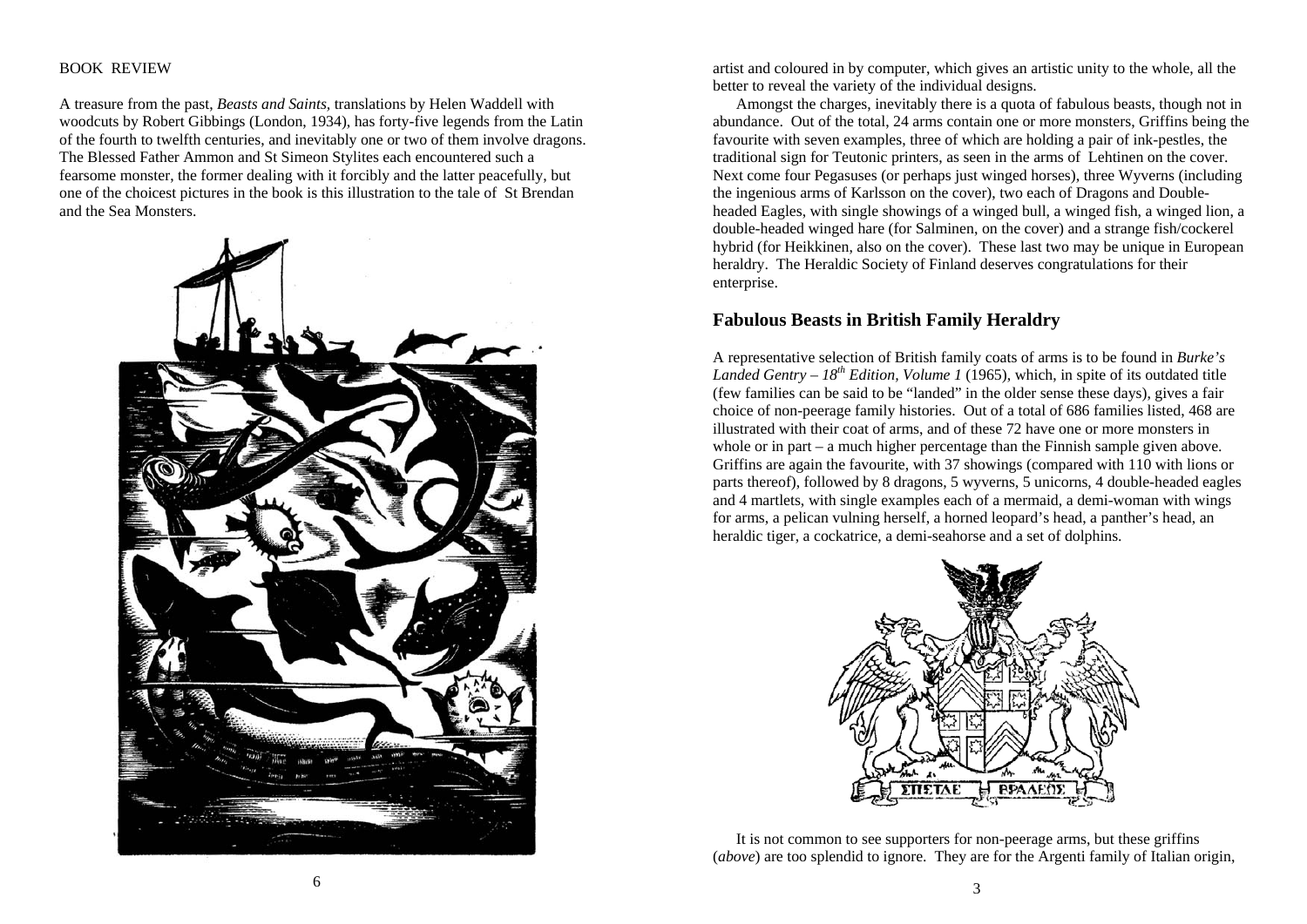BOOK REVIEW

A treasure from the past, *Beasts and Saints*, translations by Helen Waddell with woodcuts by Robert Gibbings (London, 1934), has forty-five legends from the Latin of the fourth to twelfth centuries, and inevitably one or two of them involve dragons. The Blessed Father Ammon and St Simeon Stylites each encountered such a fearsome monster, the former dealing with it forcibly and the latter peacefully, but one of the choicest pictures in the book is this illustration to the tale of St Brendan and the Sea Monsters.

artist and coloured in by computer, which gives an artistic unity to the whole, all the better to reveal the variety of the individual designs.

Amongst the charges, inevitably there is a quota of fabulous beasts, though not in abundance. Out of the total, 24 arms contain one or more monsters, Griffins being the favourite with seven examples, three of which are holding a pair of ink-pestles, the traditional sign for Teutonic printers, as seen in the arms of Lehtinen on the cover. Next come four Pegasuses (or perhaps just winged horses), three Wyverns (including the ingenious arms of Karlsson on the cover), two each of Dragons and Double-headed Eagles, with single showings of a winged bull, a winged fish, a winged lion, a double-headed winged hare (for Salminen, on the cover) and a strange fish/cockerel hybrid (for Heikkinen, also on the cover). These last two may be unique in European heraldry. The Heraldic Society of Finland deserves congratulations for their enterprise.

## Fabulous Beasts in British Family Heraldry

A representative selection of British family coats of arms is to be found in *Burke's Landed Gentry – 18th Edition, Volume 1* (1965), which, in spite of its outdated title (few families can be said to be "landed" in the older sense these days), gives a fair choice of non-peerage family histories. Out of a total of 686 families listed, 468 are illustrated with their coat of arms, and of these 72 have one or more monsters in whole or in part – a much higher percentage than the Finnish sample given above. Griffins are again the favourite, with 37 showings (compared with 110 with lions or parts thereof), followed by 8 dragons, 5 wyverns, 5 unicorns, 4 double-headed eagles and 4 martlets, with single examples each of a mermaid, a demi-woman with wings for arms, a pelican vulning herself, a horned leopard's head, a panther's head, an heraldic tiger, a cockatrice, a demi-seahorse and a set of dolphins.

It is not common to see supporters for non-peerage arms, but these griffins (*above*) are too splendid to ignore. They are for the Argenti family of Italian origin,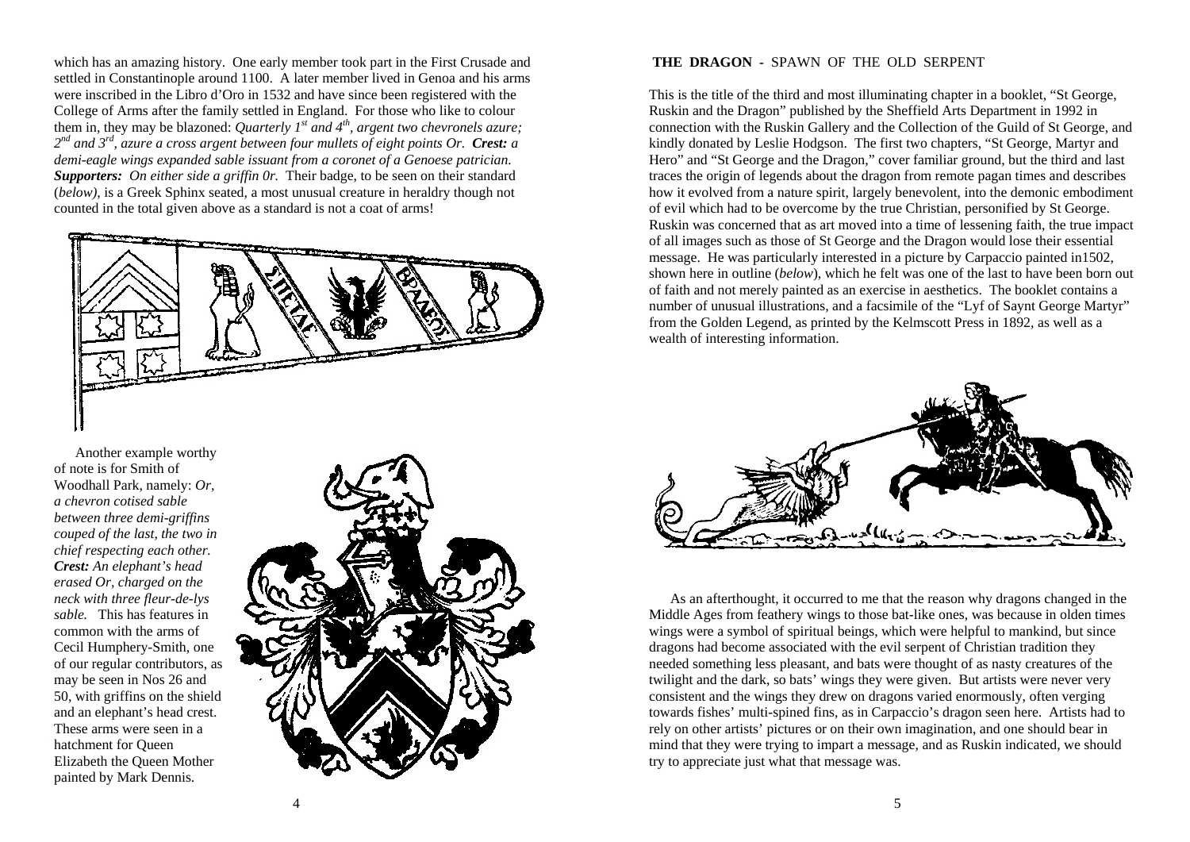which has an amazing history. One early member took part in the First Crusade and settled in Constantinople around 1100. A later member lived in Genoa and his arms were inscribed in the Libro d'Oro in 1532 and have since been registered with the College of Arms after the family settled in England. For those who like to colour them in, they may be blazoned: *Quarterly 1st and 4th, argent two chevronels azure; 2nd and 3rd, azure a cross argent between four mullets of eight points Or.* ***Crest:*** *a demi-eagle wings expanded sable issuant from a coronet of a Genoese patrician.* ***Supporters:*** *On either side a griffin 0r.* Their badge, to be seen on their standard (*below*), is a Greek Sphinx seated, a most unusual creature in heraldry though not counted in the total given above as a standard is not a coat of arms!

Another example worthy of note is for Smith of Woodhall Park, namely: *Or, a chevron cotised sable between three demi-griffins couped of the last, the two in chief respecting each other.* ***Crest:*** *An elephant's head erased Or, charged on the neck with three fleur-de-lys sable.* This has features in common with the arms of Cecil Humphery-Smith, one of our regular contributors, as may be seen in Nos 26 and 50, with griffins on the shield and an elephant's head crest. These arms were seen in a hatchment for Queen Elizabeth the Queen Mother painted by Mark Dennis.

**THE DRAGON -** SPAWN OF THE OLD SERPENT

This is the title of the third and most illuminating chapter in a booklet, "St George, Ruskin and the Dragon" published by the Sheffield Arts Department in 1992 in connection with the Ruskin Gallery and the Collection of the Guild of St George, and kindly donated by Leslie Hodgson. The first two chapters, "St George, Martyr and Hero" and "St George and the Dragon," cover familiar ground, but the third and last traces the origin of legends about the dragon from remote pagan times and describes how it evolved from a nature spirit, largely benevolent, into the demonic embodiment of evil which had to be overcome by the true Christian, personified by St George. Ruskin was concerned that as art moved into a time of lessening faith, the true impact of all images such as those of St George and the Dragon would lose their essential message. He was particularly interested in a picture by Carpaccio painted in1502, shown here in outline (*below*), which he felt was one of the last to have been born out of faith and not merely painted as an exercise in aesthetics. The booklet contains a number of unusual illustrations, and a facsimile of the "Lyf of Saynt George Martyr" from the Golden Legend, as printed by the Kelmscott Press in 1892, as well as a wealth of interesting information.

As an afterthought, it occurred to me that the reason why dragons changed in the Middle Ages from feathery wings to those bat-like ones, was because in olden times wings were a symbol of spiritual beings, which were helpful to mankind, but since dragons had become associated with the evil serpent of Christian tradition they needed something less pleasant, and bats were thought of as nasty creatures of the twilight and the dark, so bats' wings they were given. But artists were never very consistent and the wings they drew on dragons varied enormously, often verging towards fishes' multi-spined fins, as in Carpaccio's dragon seen here. Artists had to rely on other artists' pictures or on their own imagination, and one should bear in mind that they were trying to impart a message, and as Ruskin indicated, we should try to appreciate just what that message was.